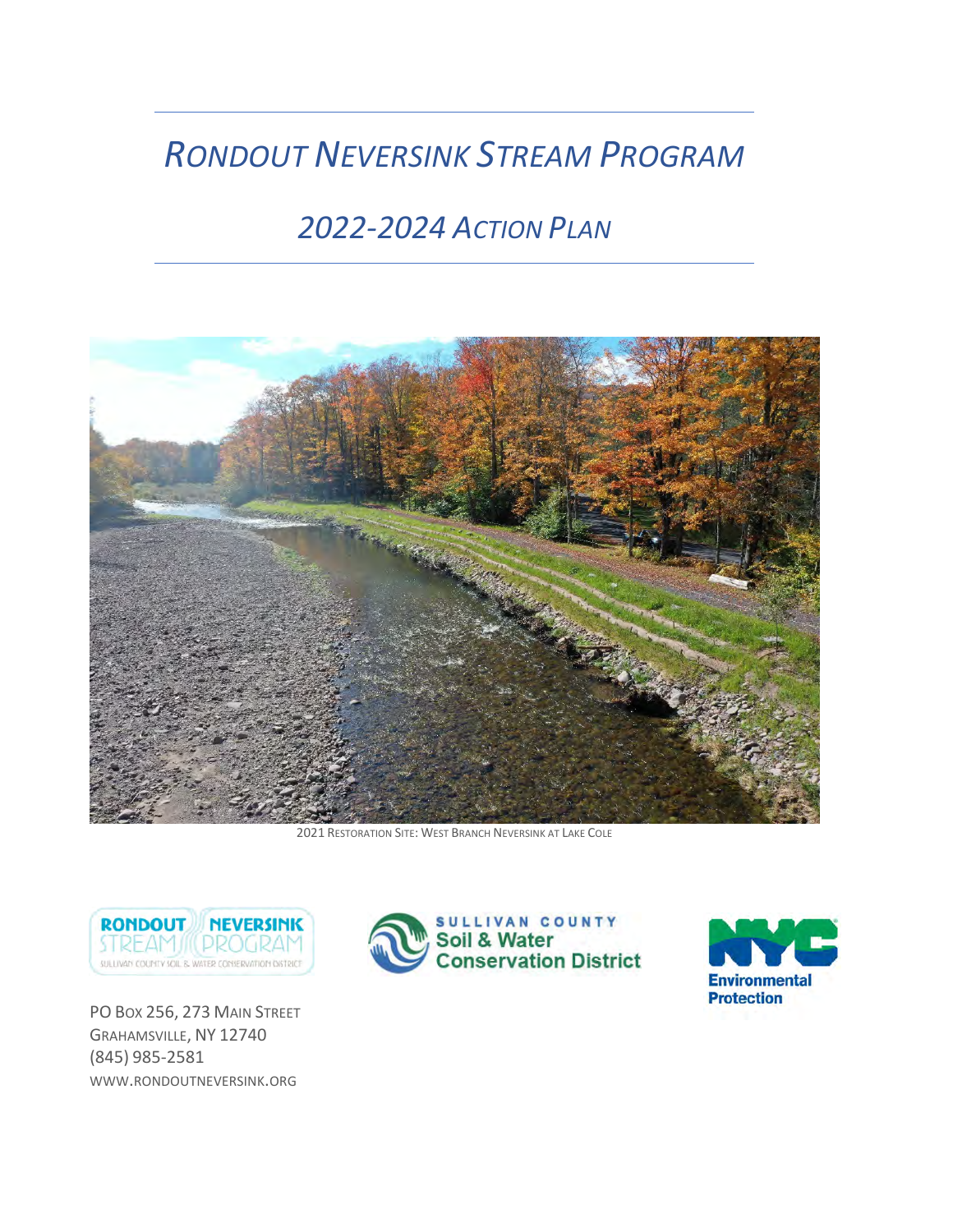# *RONDOUT NEVERSINK STREAM PROGRAM*

## *2022-2024 ACTION PLAN*

2021 RESTORATION SITE: WEST BRANCH NEVERSINK AT LAKE COLE

PO BOX 256, 273 MAIN STREET
GRAHAMSVILLE, NY 12740
(845) 985-2581
WWW.RONDOUTNEVERSINK.ORG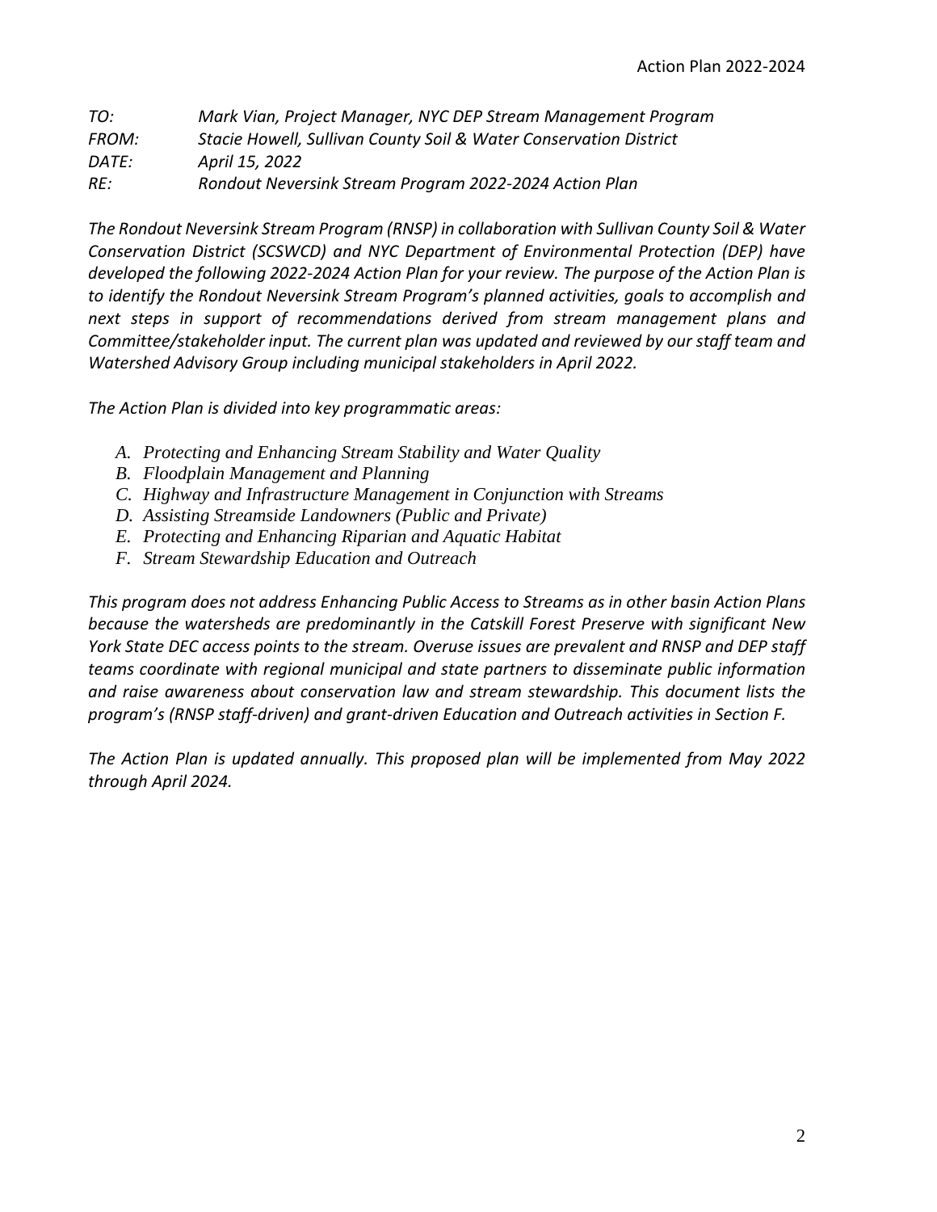*TO: Mark Vian, Project Manager, NYC DEP Stream Management Program*
*FROM: Stacie Howell, Sullivan County Soil & Water Conservation District*
*DATE: April 15, 2022*
*RE: Rondout Neversink Stream Program 2022-2024 Action Plan*

*The Rondout Neversink Stream Program (RNSP) in collaboration with Sullivan County Soil & Water Conservation District (SCSWCD) and NYC Department of Environmental Protection (DEP) have developed the following 2022-2024 Action Plan for your review. The purpose of the Action Plan is to identify the Rondout Neversink Stream Program's planned activities, goals to accomplish and next steps in support of recommendations derived from stream management plans and Committee/stakeholder input. The current plan was updated and reviewed by our staff team and Watershed Advisory Group including municipal stakeholders in April 2022.*

*The Action Plan is divided into key programmatic areas:*

- *A. Protecting and Enhancing Stream Stability and Water Quality*
- *B. Floodplain Management and Planning*
- *C. Highway and Infrastructure Management in Conjunction with Streams*
- *D. Assisting Streamside Landowners (Public and Private)*
- *E. Protecting and Enhancing Riparian and Aquatic Habitat*
- *F. Stream Stewardship Education and Outreach*

*This program does not address Enhancing Public Access to Streams as in other basin Action Plans because the watersheds are predominantly in the Catskill Forest Preserve with significant New York State DEC access points to the stream. Overuse issues are prevalent and RNSP and DEP staff teams coordinate with regional municipal and state partners to disseminate public information and raise awareness about conservation law and stream stewardship. This document lists the program's (RNSP staff-driven) and grant-driven Education and Outreach activities in Section F.*

*The Action Plan is updated annually. This proposed plan will be implemented from May 2022 through April 2024.*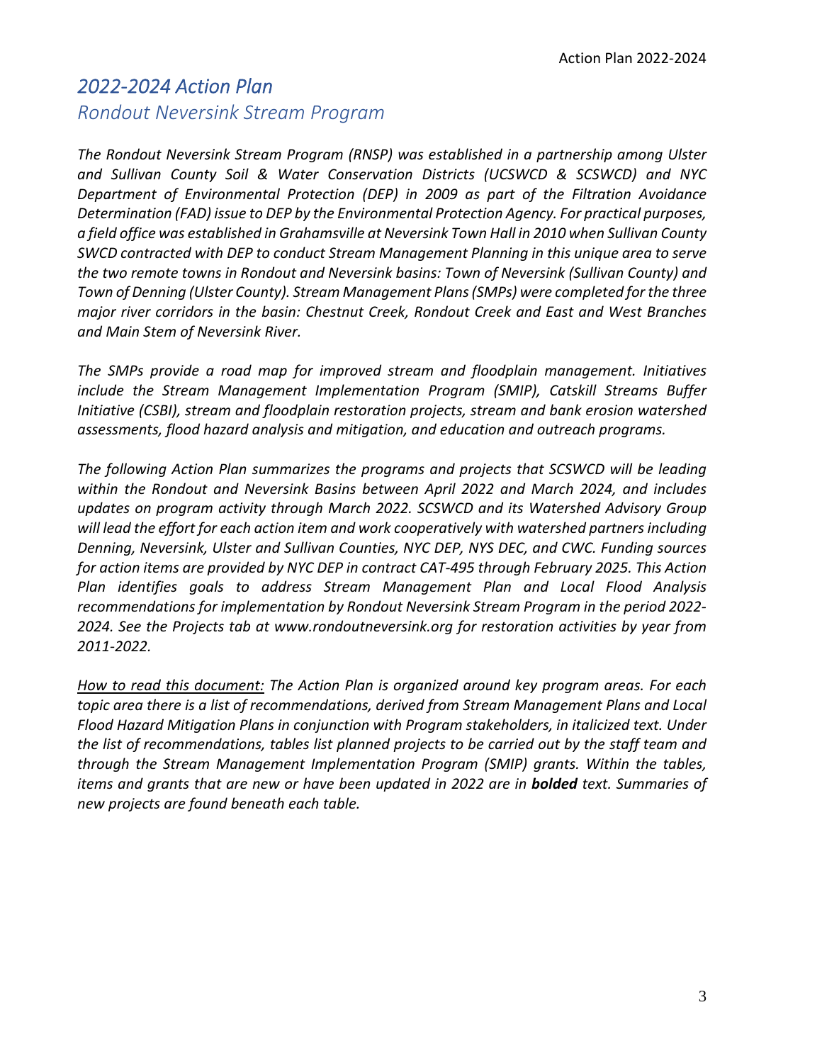# *2022-2024 Action Plan*

## *Rondout Neversink Stream Program*

*The Rondout Neversink Stream Program (RNSP) was established in a partnership among Ulster and Sullivan County Soil & Water Conservation Districts (UCSWCD & SCSWCD) and NYC Department of Environmental Protection (DEP) in 2009 as part of the Filtration Avoidance Determination (FAD) issue to DEP by the Environmental Protection Agency. For practical purposes, a field office was established in Grahamsville at Neversink Town Hall in 2010 when Sullivan County SWCD contracted with DEP to conduct Stream Management Planning in this unique area to serve the two remote towns in Rondout and Neversink basins: Town of Neversink (Sullivan County) and Town of Denning (Ulster County). Stream Management Plans (SMPs) were completed for the three major river corridors in the basin: Chestnut Creek, Rondout Creek and East and West Branches and Main Stem of Neversink River.*

*The SMPs provide a road map for improved stream and floodplain management. Initiatives include the Stream Management Implementation Program (SMIP), Catskill Streams Buffer Initiative (CSBI), stream and floodplain restoration projects, stream and bank erosion watershed assessments, flood hazard analysis and mitigation, and education and outreach programs.*

*The following Action Plan summarizes the programs and projects that SCSWCD will be leading within the Rondout and Neversink Basins between April 2022 and March 2024, and includes updates on program activity through March 2022. SCSWCD and its Watershed Advisory Group will lead the effort for each action item and work cooperatively with watershed partners including Denning, Neversink, Ulster and Sullivan Counties, NYC DEP, NYS DEC, and CWC. Funding sources for action items are provided by NYC DEP in contract CAT-495 through February 2025. This Action Plan identifies goals to address Stream Management Plan and Local Flood Analysis recommendations for implementation by Rondout Neversink Stream Program in the period 2022-2024. See the Projects tab at www.rondoutneversink.org for restoration activities by year from 2011-2022.*

<u>*How to read this document:*</u> *The Action Plan is organized around key program areas. For each topic area there is a list of recommendations, derived from Stream Management Plans and Local Flood Hazard Mitigation Plans in conjunction with Program stakeholders, in italicized text. Under the list of recommendations, tables list planned projects to be carried out by the staff team and through the Stream Management Implementation Program (SMIP) grants. Within the tables, items and grants that are new or have been updated in 2022 are in* ***bolded*** *text. Summaries of new projects are found beneath each table.*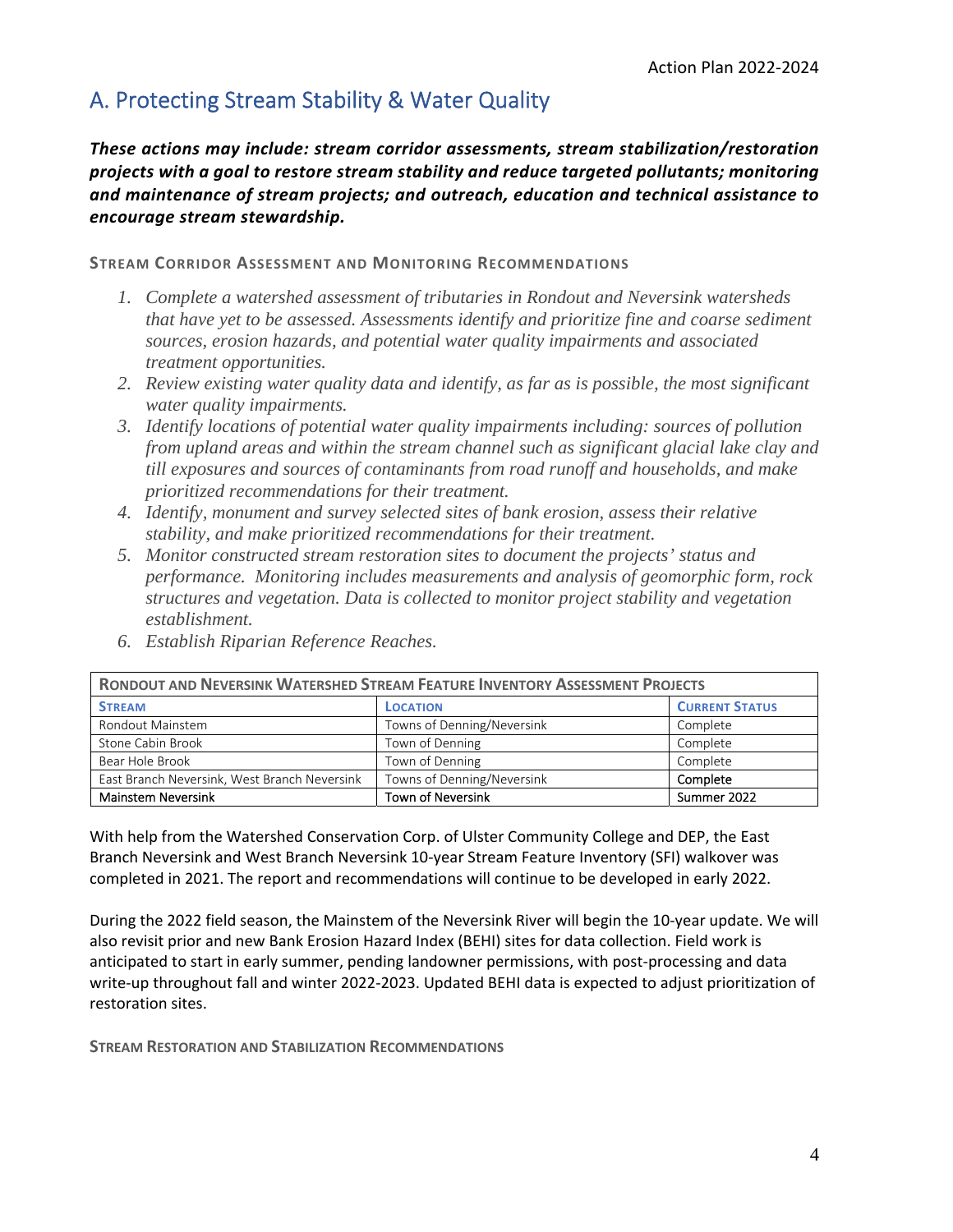## A. Protecting Stream Stability & Water Quality

***These actions may include: stream corridor assessments, stream stabilization/restoration projects with a goal to restore stream stability and reduce targeted pollutants; monitoring and maintenance of stream projects; and outreach, education and technical assistance to encourage stream stewardship.***

### STREAM CORRIDOR ASSESSMENT AND MONITORING RECOMMENDATIONS

1. *Complete a watershed assessment of tributaries in Rondout and Neversink watersheds that have yet to be assessed. Assessments identify and prioritize fine and coarse sediment sources, erosion hazards, and potential water quality impairments and associated treatment opportunities.*
2. *Review existing water quality data and identify, as far as is possible, the most significant water quality impairments.*
3. *Identify locations of potential water quality impairments including: sources of pollution from upland areas and within the stream channel such as significant glacial lake clay and till exposures and sources of contaminants from road runoff and households, and make prioritized recommendations for their treatment.*
4. *Identify, monument and survey selected sites of bank erosion, assess their relative stability, and make prioritized recommendations for their treatment.*
5. *Monitor constructed stream restoration sites to document the projects' status and performance. Monitoring includes measurements and analysis of geomorphic form, rock structures and vegetation. Data is collected to monitor project stability and vegetation establishment.*
6. *Establish Riparian Reference Reaches.*

| RONDOUT AND NEVERSINK WATERSHED STREAM FEATURE INVENTORY ASSESSMENT PROJECTS | | |
|---|---|---|
| **STREAM** | **LOCATION** | **CURRENT STATUS** |
| Rondout Mainstem | Towns of Denning/Neversink | Complete |
| Stone Cabin Brook | Town of Denning | Complete |
| Bear Hole Brook | Town of Denning | Complete |
| East Branch Neversink, West Branch Neversink | Towns of Denning/Neversink | Complete |
| Mainstem Neversink | Town of Neversink | Summer 2022 |

With help from the Watershed Conservation Corp. of Ulster Community College and DEP, the East Branch Neversink and West Branch Neversink 10-year Stream Feature Inventory (SFI) walkover was completed in 2021. The report and recommendations will continue to be developed in early 2022.

During the 2022 field season, the Mainstem of the Neversink River will begin the 10-year update. We will also revisit prior and new Bank Erosion Hazard Index (BEHI) sites for data collection. Field work is anticipated to start in early summer, pending landowner permissions, with post-processing and data write-up throughout fall and winter 2022-2023. Updated BEHI data is expected to adjust prioritization of restoration sites.

### STREAM RESTORATION AND STABILIZATION RECOMMENDATIONS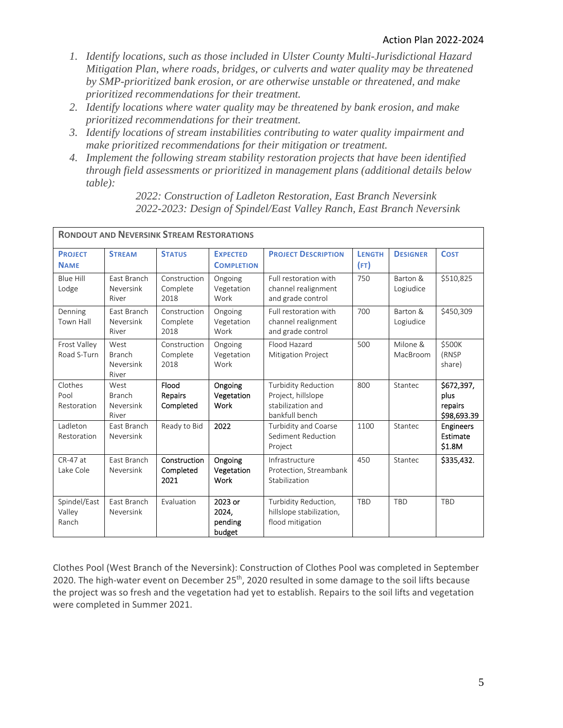1. *Identify locations, such as those included in Ulster County Multi-Jurisdictional Hazard Mitigation Plan, where roads, bridges, or culverts and water quality may be threatened by SMP-prioritized bank erosion, or are otherwise unstable or threatened, and make prioritized recommendations for their treatment.*
2. *Identify locations where water quality may be threatened by bank erosion, and make prioritized recommendations for their treatment.*
3. *Identify locations of stream instabilities contributing to water quality impairment and make prioritized recommendations for their mitigation or treatment.*
4. *Implement the following stream stability restoration projects that have been identified through field assessments or prioritized in management plans (additional details below table):*

   *2022: Construction of Ladleton Restoration, East Branch Neversink*
   *2022-2023: Design of Spindel/East Valley Ranch, East Branch Neversink*

| **Rondout and Neversink Stream Restorations** | | | | | | | |
|---|---|---|---|---|---|---|---|
| **Project Name** | **Stream** | **Status** | **Expected Completion** | **Project Description** | **Length (ft)** | **Designer** | **Cost** |
| Blue Hill Lodge | East Branch Neversink River | Construction Complete 2018 | Ongoing Vegetation Work | Full restoration with channel realignment and grade control | 750 | Barton & Logiudice | $510,825 |
| Denning Town Hall | East Branch Neversink River | Construction Complete 2018 | Ongoing Vegetation Work | Full restoration with channel realignment and grade control | 700 | Barton & Logiudice | $450,309 |
| Frost Valley Road S-Turn | West Branch Neversink River | Construction Complete 2018 | Ongoing Vegetation Work | Flood Hazard Mitigation Project | 500 | Milone & MacBroom | $500K (RNSP share) |
| Clothes Pool Restoration | West Branch Neversink River | Flood Repairs Completed | Ongoing Vegetation Work | Turbidity Reduction Project, hillslope stabilization and bankfull bench | 800 | Stantec | $672,397, plus repairs $98,693.39 |
| Ladleton Restoration | East Branch Neversink | Ready to Bid | 2022 | Turbidity and Coarse Sediment Reduction Project | 1100 | Stantec | Engineers Estimate $1.8M |
| CR-47 at Lake Cole | East Branch Neversink | Construction Completed 2021 | Ongoing Vegetation Work | Infrastructure Protection, Streambank Stabilization | 450 | Stantec | $335,432. |
| Spindel/East Valley Ranch | East Branch Neversink | Evaluation | 2023 or 2024, pending budget | Turbidity Reduction, hillslope stabilization, flood mitigation | TBD | TBD | TBD |

Clothes Pool (West Branch of the Neversink): Construction of Clothes Pool was completed in September 2020. The high-water event on December 25th, 2020 resulted in some damage to the soil lifts because the project was so fresh and the vegetation had yet to establish. Repairs to the soil lifts and vegetation were completed in Summer 2021.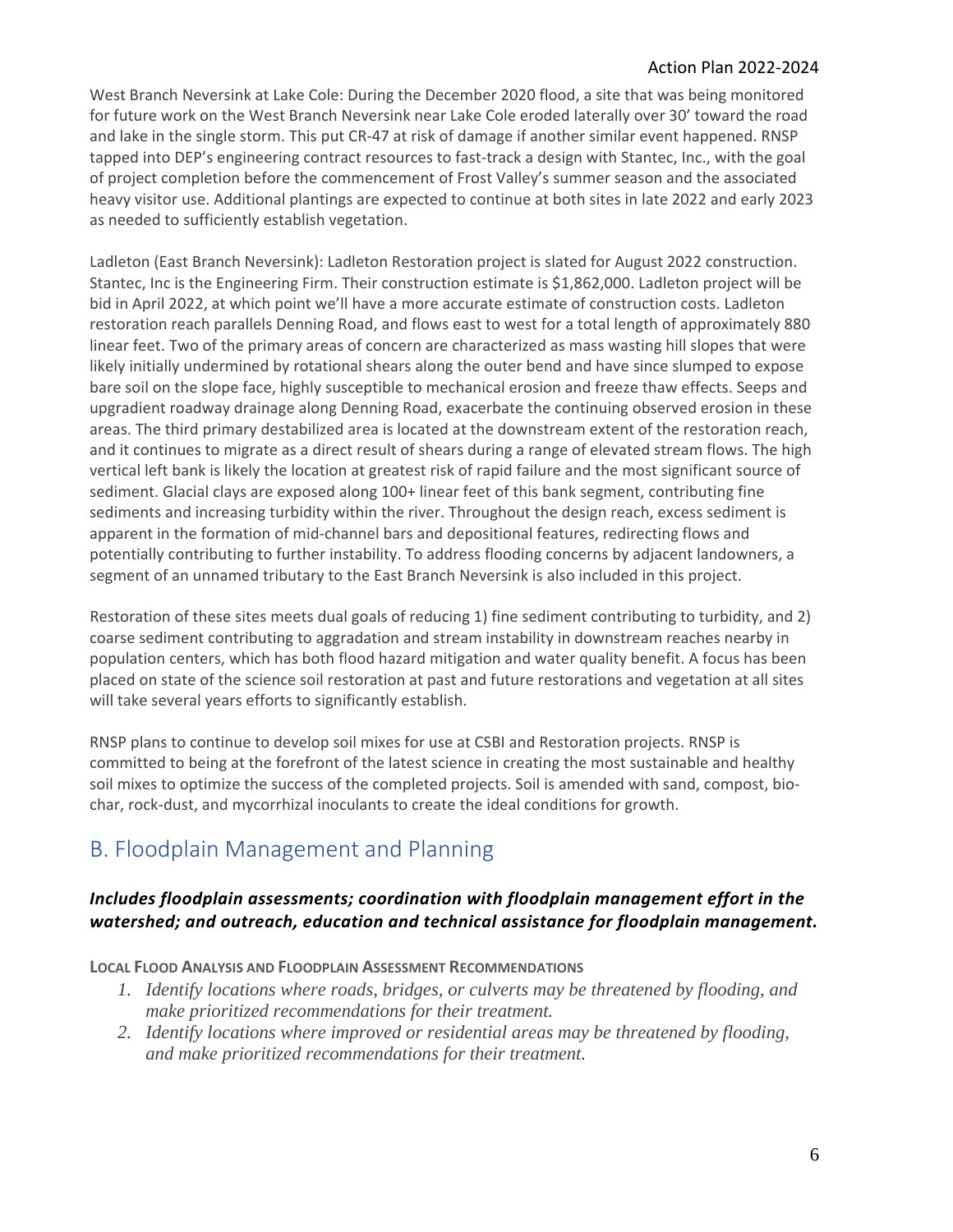West Branch Neversink at Lake Cole: During the December 2020 flood, a site that was being monitored for future work on the West Branch Neversink near Lake Cole eroded laterally over 30' toward the road and lake in the single storm. This put CR-47 at risk of damage if another similar event happened. RNSP tapped into DEP's engineering contract resources to fast-track a design with Stantec, Inc., with the goal of project completion before the commencement of Frost Valley's summer season and the associated heavy visitor use. Additional plantings are expected to continue at both sites in late 2022 and early 2023 as needed to sufficiently establish vegetation.

Ladleton (East Branch Neversink): Ladleton Restoration project is slated for August 2022 construction. Stantec, Inc is the Engineering Firm. Their construction estimate is $1,862,000. Ladleton project will be bid in April 2022, at which point we'll have a more accurate estimate of construction costs. Ladleton restoration reach parallels Denning Road, and flows east to west for a total length of approximately 880 linear feet. Two of the primary areas of concern are characterized as mass wasting hill slopes that were likely initially undermined by rotational shears along the outer bend and have since slumped to expose bare soil on the slope face, highly susceptible to mechanical erosion and freeze thaw effects. Seeps and upgradient roadway drainage along Denning Road, exacerbate the continuing observed erosion in these areas. The third primary destabilized area is located at the downstream extent of the restoration reach, and it continues to migrate as a direct result of shears during a range of elevated stream flows. The high vertical left bank is likely the location at greatest risk of rapid failure and the most significant source of sediment. Glacial clays are exposed along 100+ linear feet of this bank segment, contributing fine sediments and increasing turbidity within the river. Throughout the design reach, excess sediment is apparent in the formation of mid-channel bars and depositional features, redirecting flows and potentially contributing to further instability. To address flooding concerns by adjacent landowners, a segment of an unnamed tributary to the East Branch Neversink is also included in this project.

Restoration of these sites meets dual goals of reducing 1) fine sediment contributing to turbidity, and 2) coarse sediment contributing to aggradation and stream instability in downstream reaches nearby in population centers, which has both flood hazard mitigation and water quality benefit. A focus has been placed on state of the science soil restoration at past and future restorations and vegetation at all sites will take several years efforts to significantly establish.

RNSP plans to continue to develop soil mixes for use at CSBI and Restoration projects. RNSP is committed to being at the forefront of the latest science in creating the most sustainable and healthy soil mixes to optimize the success of the completed projects. Soil is amended with sand, compost, bio-char, rock-dust, and mycorrhizal inoculants to create the ideal conditions for growth.

## B. Floodplain Management and Planning

***Includes floodplain assessments; coordination with floodplain management effort in the watershed; and outreach, education and technical assistance for floodplain management.***

**LOCAL FLOOD ANALYSIS AND FLOODPLAIN ASSESSMENT RECOMMENDATIONS**

1. *Identify locations where roads, bridges, or culverts may be threatened by flooding, and make prioritized recommendations for their treatment.*
2. *Identify locations where improved or residential areas may be threatened by flooding, and make prioritized recommendations for their treatment.*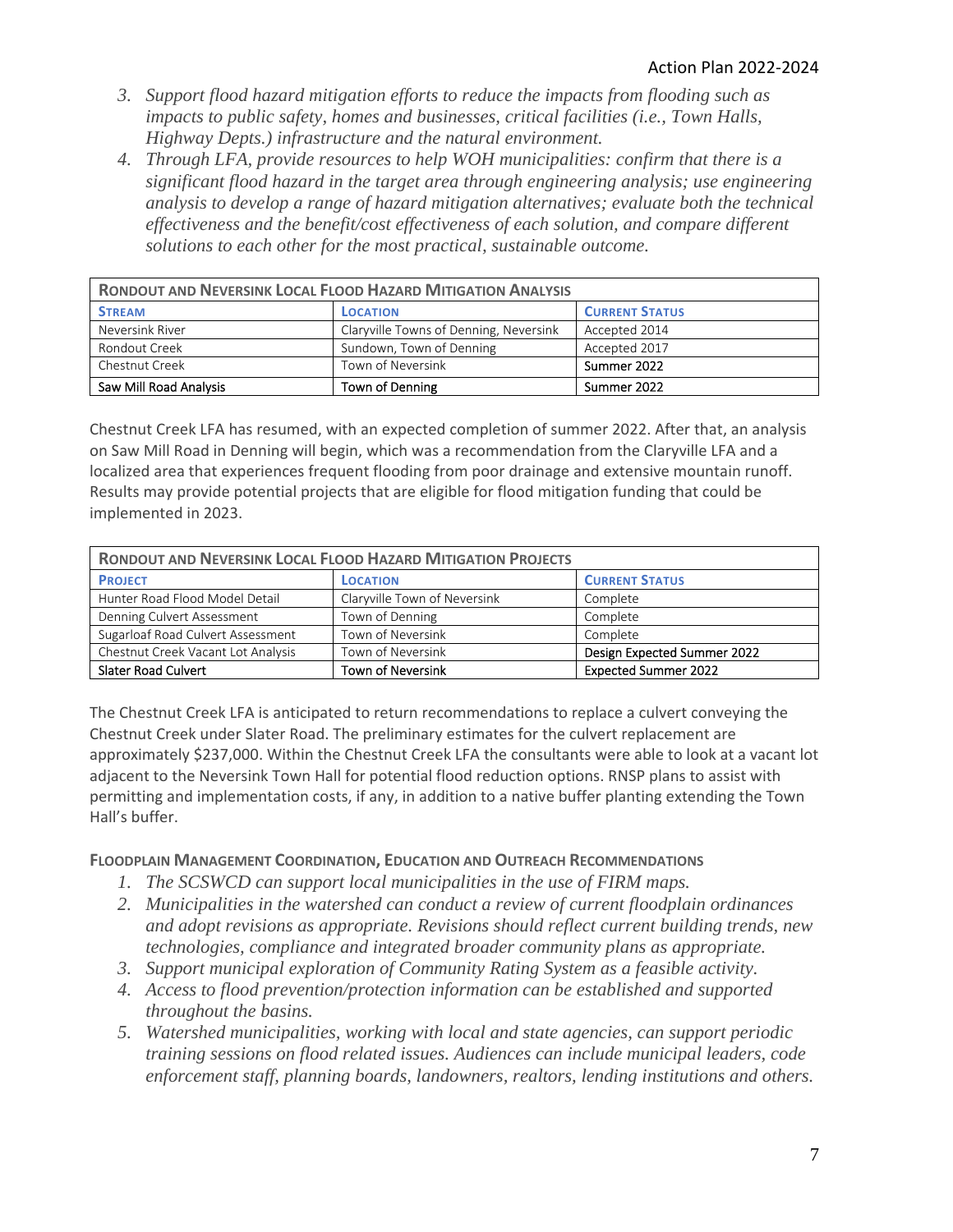3. *Support flood hazard mitigation efforts to reduce the impacts from flooding such as impacts to public safety, homes and businesses, critical facilities (i.e., Town Halls, Highway Depts.) infrastructure and the natural environment.*
4. *Through LFA, provide resources to help WOH municipalities: confirm that there is a significant flood hazard in the target area through engineering analysis; use engineering analysis to develop a range of hazard mitigation alternatives; evaluate both the technical effectiveness and the benefit/cost effectiveness of each solution, and compare different solutions to each other for the most practical, sustainable outcome.*

| **Rondout and Neversink Local Flood Hazard Mitigation Analysis** | | |
|---|---|---|
| **Stream** | **Location** | **Current Status** |
| Neversink River | Claryville Towns of Denning, Neversink | Accepted 2014 |
| Rondout Creek | Sundown, Town of Denning | Accepted 2017 |
| Chestnut Creek | Town of Neversink | Summer 2022 |
| Saw Mill Road Analysis | Town of Denning | Summer 2022 |

Chestnut Creek LFA has resumed, with an expected completion of summer 2022. After that, an analysis on Saw Mill Road in Denning will begin, which was a recommendation from the Claryville LFA and a localized area that experiences frequent flooding from poor drainage and extensive mountain runoff. Results may provide potential projects that are eligible for flood mitigation funding that could be implemented in 2023.

| **Rondout and Neversink Local Flood Hazard Mitigation Projects** | | |
|---|---|---|
| **Project** | **Location** | **Current Status** |
| Hunter Road Flood Model Detail | Claryville Town of Neversink | Complete |
| Denning Culvert Assessment | Town of Denning | Complete |
| Sugarloaf Road Culvert Assessment | Town of Neversink | Complete |
| Chestnut Creek Vacant Lot Analysis | Town of Neversink | Design Expected Summer 2022 |
| Slater Road Culvert | Town of Neversink | Expected Summer 2022 |

The Chestnut Creek LFA is anticipated to return recommendations to replace a culvert conveying the Chestnut Creek under Slater Road. The preliminary estimates for the culvert replacement are approximately $237,000. Within the Chestnut Creek LFA the consultants were able to look at a vacant lot adjacent to the Neversink Town Hall for potential flood reduction options. RNSP plans to assist with permitting and implementation costs, if any, in addition to a native buffer planting extending the Town Hall's buffer.

**Floodplain Management Coordination, Education and Outreach Recommendations**

1. *The SCSWCD can support local municipalities in the use of FIRM maps.*
2. *Municipalities in the watershed can conduct a review of current floodplain ordinances and adopt revisions as appropriate. Revisions should reflect current building trends, new technologies, compliance and integrated broader community plans as appropriate.*
3. *Support municipal exploration of Community Rating System as a feasible activity.*
4. *Access to flood prevention/protection information can be established and supported throughout the basins.*
5. *Watershed municipalities, working with local and state agencies, can support periodic training sessions on flood related issues. Audiences can include municipal leaders, code enforcement staff, planning boards, landowners, realtors, lending institutions and others.*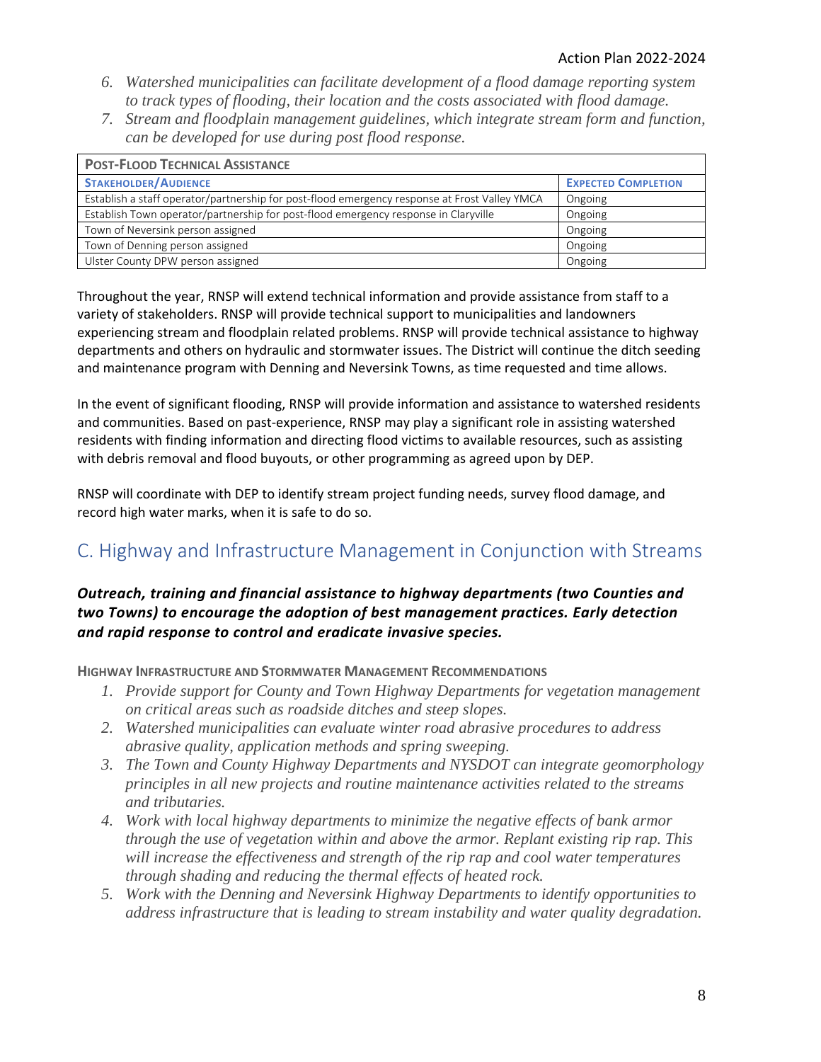6. *Watershed municipalities can facilitate development of a flood damage reporting system to track types of flooding, their location and the costs associated with flood damage.*
7. *Stream and floodplain management guidelines, which integrate stream form and function, can be developed for use during post flood response.*

| **Post-Flood Technical Assistance** | |
|---|---|
| **Stakeholder/Audience** | **Expected Completion** |
| Establish a staff operator/partnership for post-flood emergency response at Frost Valley YMCA | Ongoing |
| Establish Town operator/partnership for post-flood emergency response in Claryville | Ongoing |
| Town of Neversink person assigned | Ongoing |
| Town of Denning person assigned | Ongoing |
| Ulster County DPW person assigned | Ongoing |

Throughout the year, RNSP will extend technical information and provide assistance from staff to a variety of stakeholders. RNSP will provide technical support to municipalities and landowners experiencing stream and floodplain related problems. RNSP will provide technical assistance to highway departments and others on hydraulic and stormwater issues. The District will continue the ditch seeding and maintenance program with Denning and Neversink Towns, as time requested and time allows.

In the event of significant flooding, RNSP will provide information and assistance to watershed residents and communities. Based on past-experience, RNSP may play a significant role in assisting watershed residents with finding information and directing flood victims to available resources, such as assisting with debris removal and flood buyouts, or other programming as agreed upon by DEP.

RNSP will coordinate with DEP to identify stream project funding needs, survey flood damage, and record high water marks, when it is safe to do so.

## C. Highway and Infrastructure Management in Conjunction with Streams

***Outreach, training and financial assistance to highway departments (two Counties and two Towns) to encourage the adoption of best management practices. Early detection and rapid response to control and eradicate invasive species.***

**Highway Infrastructure and Stormwater Management Recommendations**

1. *Provide support for County and Town Highway Departments for vegetation management on critical areas such as roadside ditches and steep slopes.*
2. *Watershed municipalities can evaluate winter road abrasive procedures to address abrasive quality, application methods and spring sweeping.*
3. *The Town and County Highway Departments and NYSDOT can integrate geomorphology principles in all new projects and routine maintenance activities related to the streams and tributaries.*
4. *Work with local highway departments to minimize the negative effects of bank armor through the use of vegetation within and above the armor. Replant existing rip rap. This will increase the effectiveness and strength of the rip rap and cool water temperatures through shading and reducing the thermal effects of heated rock.*
5. *Work with the Denning and Neversink Highway Departments to identify opportunities to address infrastructure that is leading to stream instability and water quality degradation.*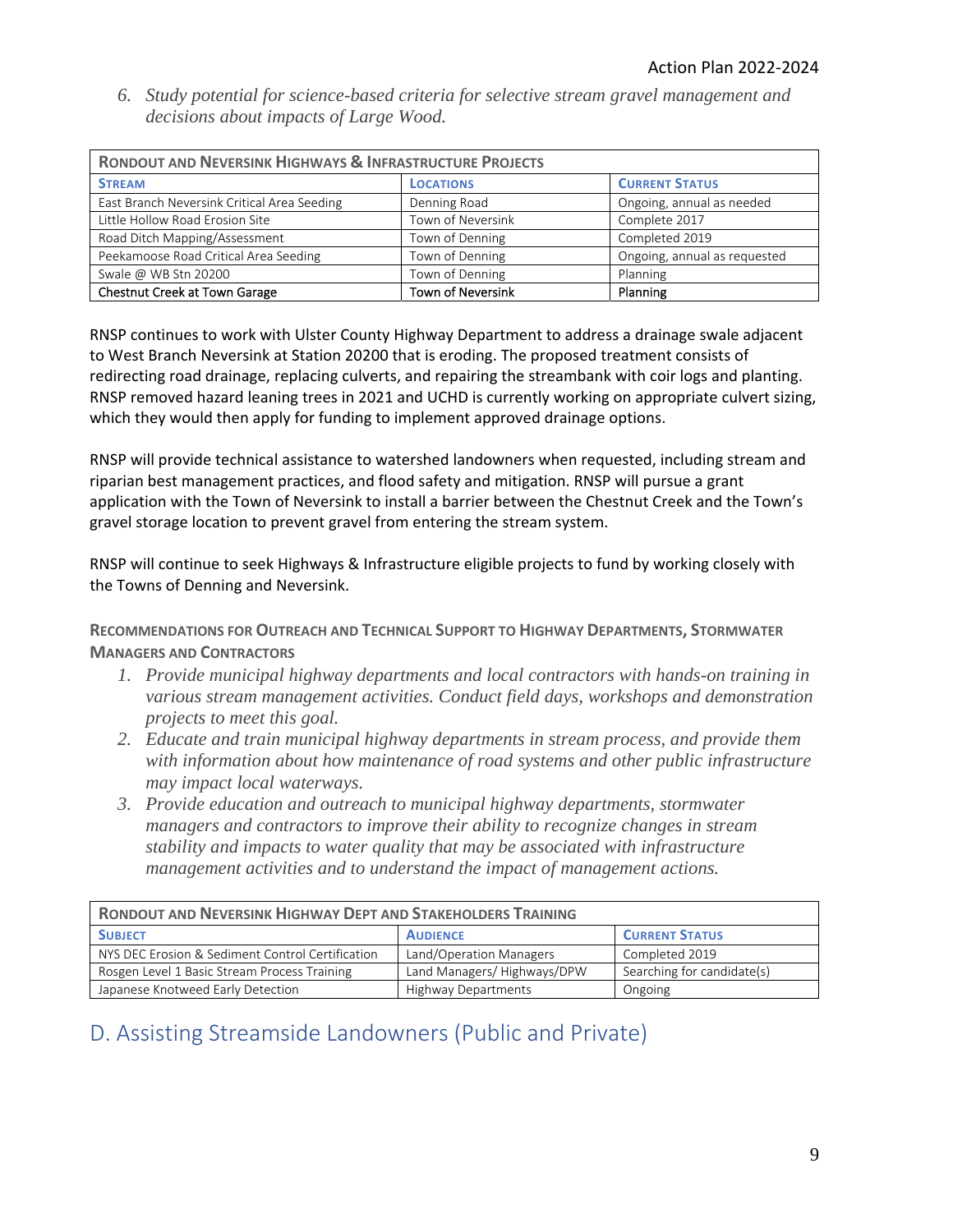6. *Study potential for science-based criteria for selective stream gravel management and decisions about impacts of Large Wood.*

| **Rondout and Neversink Highways & Infrastructure Projects** | | |
|---|---|---|
| **Stream** | **Locations** | **Current Status** |
| East Branch Neversink Critical Area Seeding | Denning Road | Ongoing, annual as needed |
| Little Hollow Road Erosion Site | Town of Neversink | Complete 2017 |
| Road Ditch Mapping/Assessment | Town of Denning | Completed 2019 |
| Peekamoose Road Critical Area Seeding | Town of Denning | Ongoing, annual as requested |
| Swale @ WB Stn 20200 | Town of Denning | Planning |
| Chestnut Creek at Town Garage | Town of Neversink | Planning |

RNSP continues to work with Ulster County Highway Department to address a drainage swale adjacent to West Branch Neversink at Station 20200 that is eroding. The proposed treatment consists of redirecting road drainage, replacing culverts, and repairing the streambank with coir logs and planting. RNSP removed hazard leaning trees in 2021 and UCHD is currently working on appropriate culvert sizing, which they would then apply for funding to implement approved drainage options.

RNSP will provide technical assistance to watershed landowners when requested, including stream and riparian best management practices, and flood safety and mitigation. RNSP will pursue a grant application with the Town of Neversink to install a barrier between the Chestnut Creek and the Town's gravel storage location to prevent gravel from entering the stream system.

RNSP will continue to seek Highways & Infrastructure eligible projects to fund by working closely with the Towns of Denning and Neversink.

#### Recommendations for Outreach and Technical Support to Highway Departments, Stormwater Managers and Contractors

1. *Provide municipal highway departments and local contractors with hands-on training in various stream management activities. Conduct field days, workshops and demonstration projects to meet this goal.*
2. *Educate and train municipal highway departments in stream process, and provide them with information about how maintenance of road systems and other public infrastructure may impact local waterways.*
3. *Provide education and outreach to municipal highway departments, stormwater managers and contractors to improve their ability to recognize changes in stream stability and impacts to water quality that may be associated with infrastructure management activities and to understand the impact of management actions.*

| **Rondout and Neversink Highway Dept and Stakeholders Training** | | |
|---|---|---|
| **Subject** | **Audience** | **Current Status** |
| NYS DEC Erosion & Sediment Control Certification | Land/Operation Managers | Completed 2019 |
| Rosgen Level 1 Basic Stream Process Training | Land Managers/ Highways/DPW | Searching for candidate(s) |
| Japanese Knotweed Early Detection | Highway Departments | Ongoing |

## D. Assisting Streamside Landowners (Public and Private)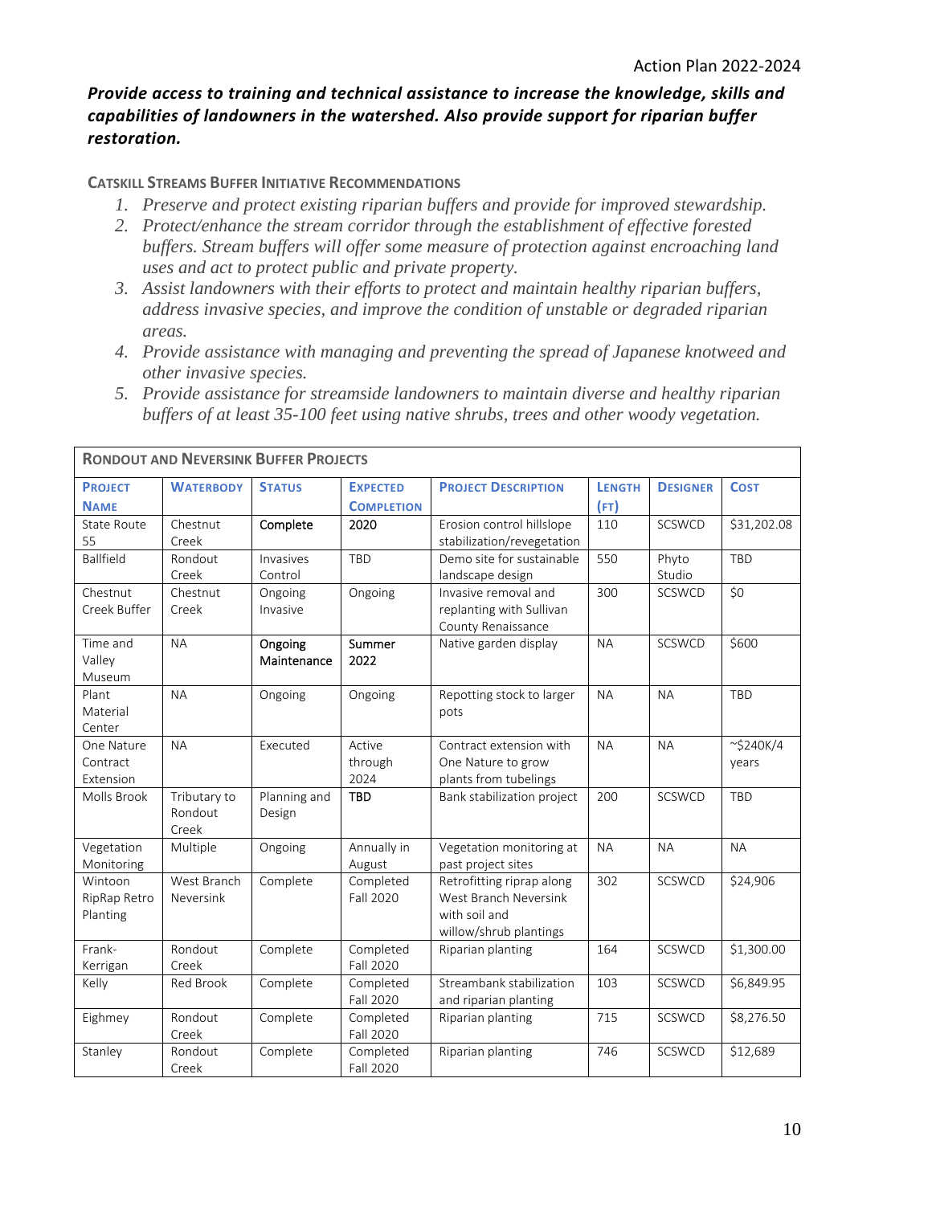***Provide access to training and technical assistance to increase the knowledge, skills and capabilities of landowners in the watershed. Also provide support for riparian buffer restoration.***

**CATSKILL STREAMS BUFFER INITIATIVE RECOMMENDATIONS**

1. *Preserve and protect existing riparian buffers and provide for improved stewardship.*
2. *Protect/enhance the stream corridor through the establishment of effective forested buffers. Stream buffers will offer some measure of protection against encroaching land uses and act to protect public and private property.*
3. *Assist landowners with their efforts to protect and maintain healthy riparian buffers, address invasive species, and improve the condition of unstable or degraded riparian areas.*
4. *Provide assistance with managing and preventing the spread of Japanese knotweed and other invasive species.*
5. *Provide assistance for streamside landowners to maintain diverse and healthy riparian buffers of at least 35-100 feet using native shrubs, trees and other woody vegetation.*

| **RONDOUT AND NEVERSINK BUFFER PROJECTS** | | | | | | | |
|---|---|---|---|---|---|---|---|
| **PROJECT NAME** | **WATERBODY** | **STATUS** | **EXPECTED COMPLETION** | **PROJECT DESCRIPTION** | **LENGTH (FT)** | **DESIGNER** | **COST** |
| State Route 55 | Chestnut Creek | Complete | 2020 | Erosion control hillslope stabilization/revegetation | 110 | SCSWCD | $31,202.08 |
| Ballfield | Rondout Creek | Invasives Control | TBD | Demo site for sustainable landscape design | 550 | Phyto Studio | TBD |
| Chestnut Creek Buffer | Chestnut Creek | Ongoing Invasive | Ongoing | Invasive removal and replanting with Sullivan County Renaissance | 300 | SCSWCD | $0 |
| Time and Valley Museum | NA | Ongoing Maintenance | Summer 2022 | Native garden display | NA | SCSWCD | $600 |
| Plant Material Center | NA | Ongoing | Ongoing | Repotting stock to larger pots | NA | NA | TBD |
| One Nature Contract Extension | NA | Executed | Active through 2024 | Contract extension with One Nature to grow plants from tubelings | NA | NA | ~$240K/4 years |
| Molls Brook | Tributary to Rondout Creek | Planning and Design | TBD | Bank stabilization project | 200 | SCSWCD | TBD |
| Vegetation Monitoring | Multiple | Ongoing | Annually in August | Vegetation monitoring at past project sites | NA | NA | NA |
| Wintoon RipRap Retro Planting | West Branch Neversink | Complete | Completed Fall 2020 | Retrofitting riprap along West Branch Neversink with soil and willow/shrub plantings | 302 | SCSWCD | $24,906 |
| Frank-Kerrigan | Rondout Creek | Complete | Completed Fall 2020 | Riparian planting | 164 | SCSWCD | $1,300.00 |
| Kelly | Red Brook | Complete | Completed Fall 2020 | Streambank stabilization and riparian planting | 103 | SCSWCD | $6,849.95 |
| Eighmey | Rondout Creek | Complete | Completed Fall 2020 | Riparian planting | 715 | SCSWCD | $8,276.50 |
| Stanley | Rondout Creek | Complete | Completed Fall 2020 | Riparian planting | 746 | SCSWCD | $12,689 |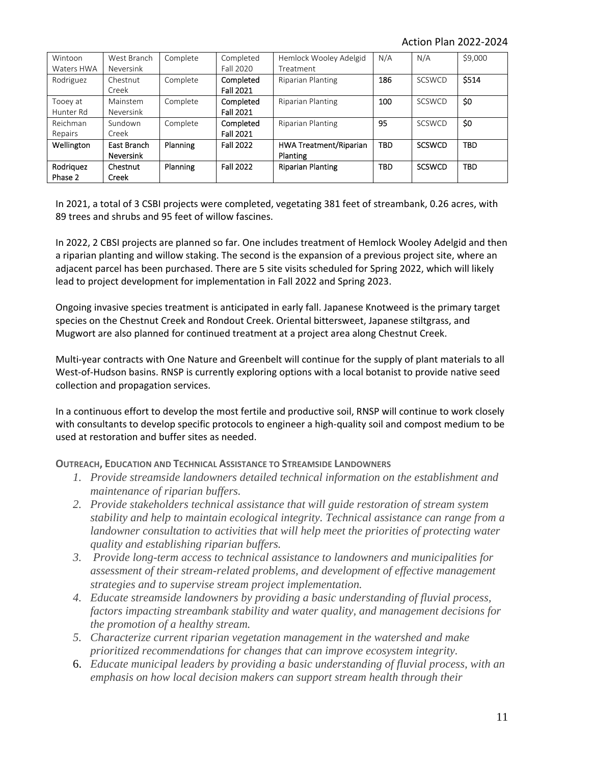| Wintoon Waters HWA | West Branch Neversink | Complete | Completed Fall 2020 | Hemlock Wooley Adelgid Treatment | N/A | N/A | $9,000 |
|---|---|---|---|---|---|---|---|
| Rodriguez | Chestnut Creek | Complete | Completed Fall 2021 | Riparian Planting | 186 | SCSWCD | $514 |
| Tooey at Hunter Rd | Mainstem Neversink | Complete | Completed Fall 2021 | Riparian Planting | 100 | SCSWCD | $0 |
| Reichman Repairs | Sundown Creek | Complete | Completed Fall 2021 | Riparian Planting | 95 | SCSWCD | $0 |
| Wellington | East Branch Neversink | Planning | Fall 2022 | HWA Treatment/Riparian Planting | TBD | SCSWCD | TBD |
| Rodriquez Phase 2 | Chestnut Creek | Planning | Fall 2022 | Riparian Planting | TBD | SCSWCD | TBD |

In 2021, a total of 3 CSBI projects were completed, vegetating 381 feet of streambank, 0.26 acres, with 89 trees and shrubs and 95 feet of willow fascines.

In 2022, 2 CBSI projects are planned so far. One includes treatment of Hemlock Wooley Adelgid and then a riparian planting and willow staking. The second is the expansion of a previous project site, where an adjacent parcel has been purchased. There are 5 site visits scheduled for Spring 2022, which will likely lead to project development for implementation in Fall 2022 and Spring 2023.

Ongoing invasive species treatment is anticipated in early fall. Japanese Knotweed is the primary target species on the Chestnut Creek and Rondout Creek. Oriental bittersweet, Japanese stiltgrass, and Mugwort are also planned for continued treatment at a project area along Chestnut Creek.

Multi-year contracts with One Nature and Greenbelt will continue for the supply of plant materials to all West-of-Hudson basins. RNSP is currently exploring options with a local botanist to provide native seed collection and propagation services.

In a continuous effort to develop the most fertile and productive soil, RNSP will continue to work closely with consultants to develop specific protocols to engineer a high-quality soil and compost medium to be used at restoration and buffer sites as needed.

### Outreach, Education and Technical Assistance to Streamside Landowners

1. *Provide streamside landowners detailed technical information on the establishment and maintenance of riparian buffers.*
2. *Provide stakeholders technical assistance that will guide restoration of stream system stability and help to maintain ecological integrity. Technical assistance can range from a landowner consultation to activities that will help meet the priorities of protecting water quality and establishing riparian buffers.*
3. *Provide long-term access to technical assistance to landowners and municipalities for assessment of their stream-related problems, and development of effective management strategies and to supervise stream project implementation.*
4. *Educate streamside landowners by providing a basic understanding of fluvial process, factors impacting streambank stability and water quality, and management decisions for the promotion of a healthy stream.*
5. *Characterize current riparian vegetation management in the watershed and make prioritized recommendations for changes that can improve ecosystem integrity.*
6. *Educate municipal leaders by providing a basic understanding of fluvial process, with an emphasis on how local decision makers can support stream health through their*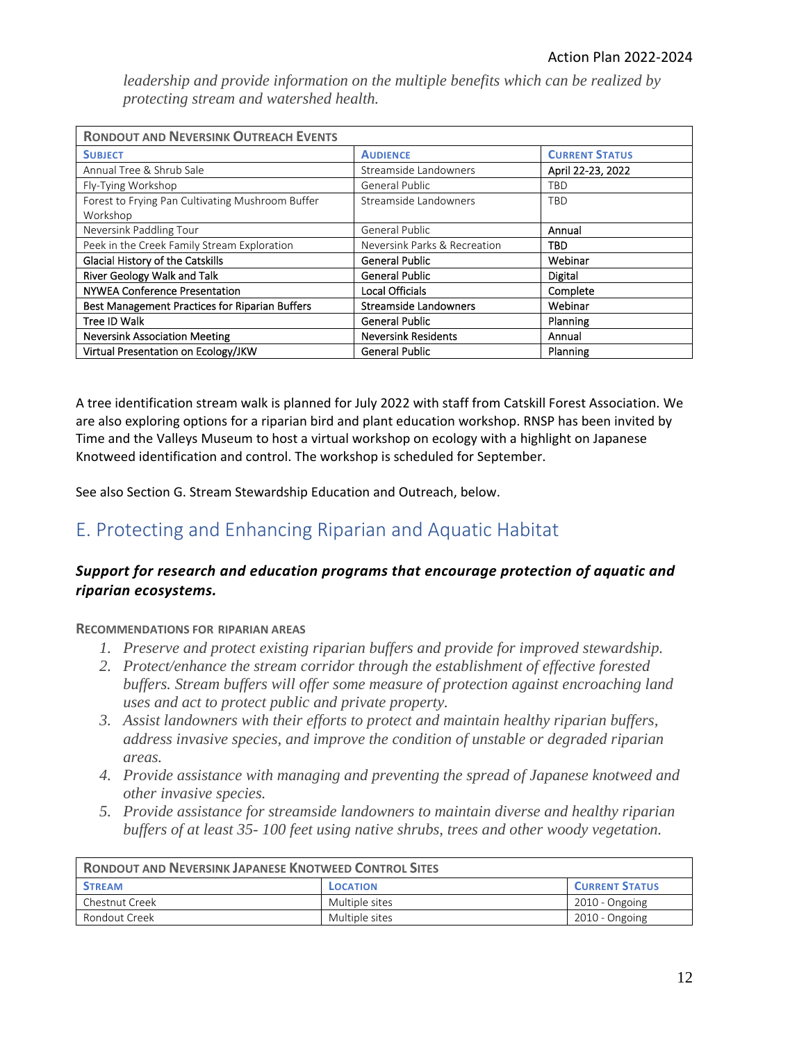*leadership and provide information on the multiple benefits which can be realized by protecting stream and watershed health.*

| **Rondout and Neversink Outreach Events** | | |
|---|---|---|
| **Subject** | **Audience** | **Current Status** |
| Annual Tree & Shrub Sale | Streamside Landowners | April 22-23, 2022 |
| Fly-Tying Workshop | General Public | TBD |
| Forest to Frying Pan Cultivating Mushroom Buffer Workshop | Streamside Landowners | TBD |
| Neversink Paddling Tour | General Public | Annual |
| Peek in the Creek Family Stream Exploration | Neversink Parks & Recreation | TBD |
| Glacial History of the Catskills | General Public | Webinar |
| River Geology Walk and Talk | General Public | Digital |
| NYWEA Conference Presentation | Local Officials | Complete |
| Best Management Practices for Riparian Buffers | Streamside Landowners | Webinar |
| Tree ID Walk | General Public | Planning |
| Neversink Association Meeting | Neversink Residents | Annual |
| Virtual Presentation on Ecology/JKW | General Public | Planning |

A tree identification stream walk is planned for July 2022 with staff from Catskill Forest Association. We are also exploring options for a riparian bird and plant education workshop. RNSP has been invited by Time and the Valleys Museum to host a virtual workshop on ecology with a highlight on Japanese Knotweed identification and control. The workshop is scheduled for September.

See also Section G. Stream Stewardship Education and Outreach, below.

## E. Protecting and Enhancing Riparian and Aquatic Habitat

***Support for research and education programs that encourage protection of aquatic and riparian ecosystems.***

**Recommendations for riparian areas**

1. *Preserve and protect existing riparian buffers and provide for improved stewardship.*
2. *Protect/enhance the stream corridor through the establishment of effective forested buffers. Stream buffers will offer some measure of protection against encroaching land uses and act to protect public and private property.*
3. *Assist landowners with their efforts to protect and maintain healthy riparian buffers, address invasive species, and improve the condition of unstable or degraded riparian areas.*
4. *Provide assistance with managing and preventing the spread of Japanese knotweed and other invasive species.*
5. *Provide assistance for streamside landowners to maintain diverse and healthy riparian buffers of at least 35- 100 feet using native shrubs, trees and other woody vegetation.*

| **Rondout and Neversink Japanese Knotweed Control Sites** | | |
|---|---|---|
| **Stream** | **Location** | **Current Status** |
| Chestnut Creek | Multiple sites | 2010 - Ongoing |
| Rondout Creek | Multiple sites | 2010 - Ongoing |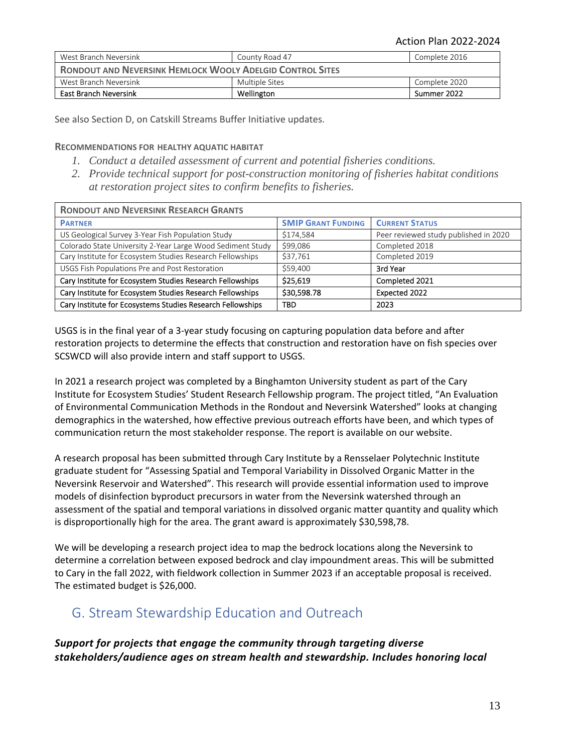| West Branch Neversink | County Road 47 | Complete 2016 |
|---|---|---|
| **RONDOUT AND NEVERSINK HEMLOCK WOOLY ADELGID CONTROL SITES** | | |
| West Branch Neversink | Multiple Sites | Complete 2020 |
| East Branch Neversink | Wellington | Summer 2022 |

See also Section D, on Catskill Streams Buffer Initiative updates.

**RECOMMENDATIONS FOR HEALTHY AQUATIC HABITAT**

1. *Conduct a detailed assessment of current and potential fisheries conditions.*
2. *Provide technical support for post-construction monitoring of fisheries habitat conditions at restoration project sites to confirm benefits to fisheries.*

| **RONDOUT AND NEVERSINK RESEARCH GRANTS** | | |
|---|---|---|
| **PARTNER** | **SMIP GRANT FUNDING** | **CURRENT STATUS** |
| US Geological Survey 3-Year Fish Population Study | $174,584 | Peer reviewed study published in 2020 |
| Colorado State University 2-Year Large Wood Sediment Study | $99,086 | Completed 2018 |
| Cary Institute for Ecosystem Studies Research Fellowships | $37,761 | Completed 2019 |
| USGS Fish Populations Pre and Post Restoration | $59,400 | 3rd Year |
| Cary Institute for Ecosystem Studies Research Fellowships | $25,619 | Completed 2021 |
| Cary Institute for Ecosystem Studies Research Fellowships | $30,598.78 | Expected 2022 |
| Cary Institute for Ecosystems Studies Research Fellowships | TBD | 2023 |

USGS is in the final year of a 3-year study focusing on capturing population data before and after restoration projects to determine the effects that construction and restoration have on fish species over SCSWCD will also provide intern and staff support to USGS.

In 2021 a research project was completed by a Binghamton University student as part of the Cary Institute for Ecosystem Studies' Student Research Fellowship program. The project titled, "An Evaluation of Environmental Communication Methods in the Rondout and Neversink Watershed" looks at changing demographics in the watershed, how effective previous outreach efforts have been, and which types of communication return the most stakeholder response. The report is available on our website.

A research proposal has been submitted through Cary Institute by a Rensselaer Polytechnic Institute graduate student for "Assessing Spatial and Temporal Variability in Dissolved Organic Matter in the Neversink Reservoir and Watershed". This research will provide essential information used to improve models of disinfection byproduct precursors in water from the Neversink watershed through an assessment of the spatial and temporal variations in dissolved organic matter quantity and quality which is disproportionally high for the area. The grant award is approximately $30,598,78.

We will be developing a research project idea to map the bedrock locations along the Neversink to determine a correlation between exposed bedrock and clay impoundment areas. This will be submitted to Cary in the fall 2022, with fieldwork collection in Summer 2023 if an acceptable proposal is received. The estimated budget is $26,000.

## G. Stream Stewardship Education and Outreach

***Support for projects that engage the community through targeting diverse stakeholders/audience ages on stream health and stewardship. Includes honoring local***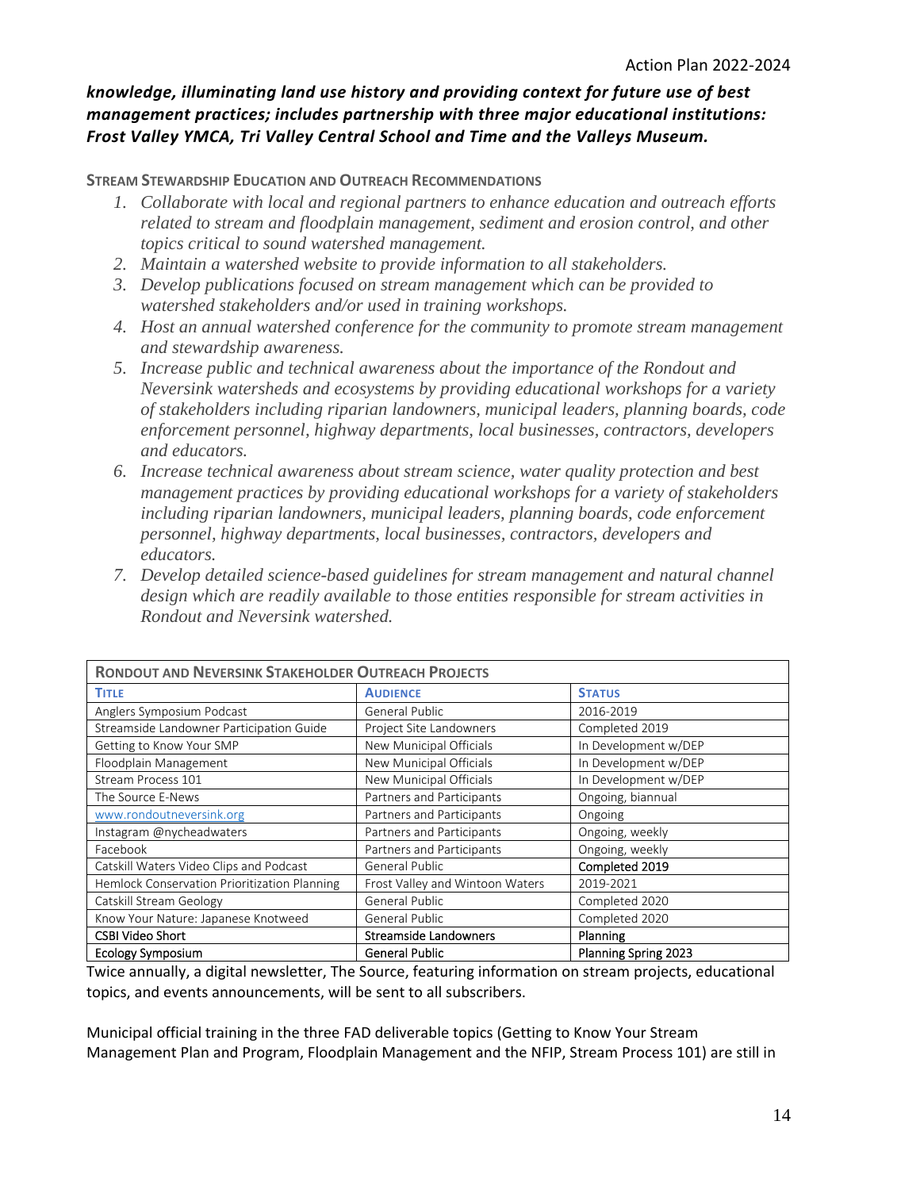***knowledge, illuminating land use history and providing context for future use of best management practices; includes partnership with three major educational institutions: Frost Valley YMCA, Tri Valley Central School and Time and the Valleys Museum.***

**STREAM STEWARDSHIP EDUCATION AND OUTREACH RECOMMENDATIONS**

1. *Collaborate with local and regional partners to enhance education and outreach efforts related to stream and floodplain management, sediment and erosion control, and other topics critical to sound watershed management.*
2. *Maintain a watershed website to provide information to all stakeholders.*
3. *Develop publications focused on stream management which can be provided to watershed stakeholders and/or used in training workshops.*
4. *Host an annual watershed conference for the community to promote stream management and stewardship awareness.*
5. *Increase public and technical awareness about the importance of the Rondout and Neversink watersheds and ecosystems by providing educational workshops for a variety of stakeholders including riparian landowners, municipal leaders, planning boards, code enforcement personnel, highway departments, local businesses, contractors, developers and educators.*
6. *Increase technical awareness about stream science, water quality protection and best management practices by providing educational workshops for a variety of stakeholders including riparian landowners, municipal leaders, planning boards, code enforcement personnel, highway departments, local businesses, contractors, developers and educators.*
7. *Develop detailed science-based guidelines for stream management and natural channel design which are readily available to those entities responsible for stream activities in Rondout and Neversink watershed.*

| **RONDOUT AND NEVERSINK STAKEHOLDER OUTREACH PROJECTS** | | |
|---|---|---|
| **TITLE** | **AUDIENCE** | **STATUS** |
| Anglers Symposium Podcast | General Public | 2016-2019 |
| Streamside Landowner Participation Guide | Project Site Landowners | Completed 2019 |
| Getting to Know Your SMP | New Municipal Officials | In Development w/DEP |
| Floodplain Management | New Municipal Officials | In Development w/DEP |
| Stream Process 101 | New Municipal Officials | In Development w/DEP |
| The Source E-News | Partners and Participants | Ongoing, biannual |
| www.rondoutneversink.org | Partners and Participants | Ongoing |
| Instagram @nycheadwaters | Partners and Participants | Ongoing, weekly |
| Facebook | Partners and Participants | Ongoing, weekly |
| Catskill Waters Video Clips and Podcast | General Public | Completed 2019 |
| Hemlock Conservation Prioritization Planning | Frost Valley and Wintoon Waters | 2019-2021 |
| Catskill Stream Geology | General Public | Completed 2020 |
| Know Your Nature: Japanese Knotweed | General Public | Completed 2020 |
| CSBI Video Short | Streamside Landowners | Planning |
| Ecology Symposium | General Public | Planning Spring 2023 |

Twice annually, a digital newsletter, The Source, featuring information on stream projects, educational topics, and events announcements, will be sent to all subscribers.

Municipal official training in the three FAD deliverable topics (Getting to Know Your Stream Management Plan and Program, Floodplain Management and the NFIP, Stream Process 101) are still in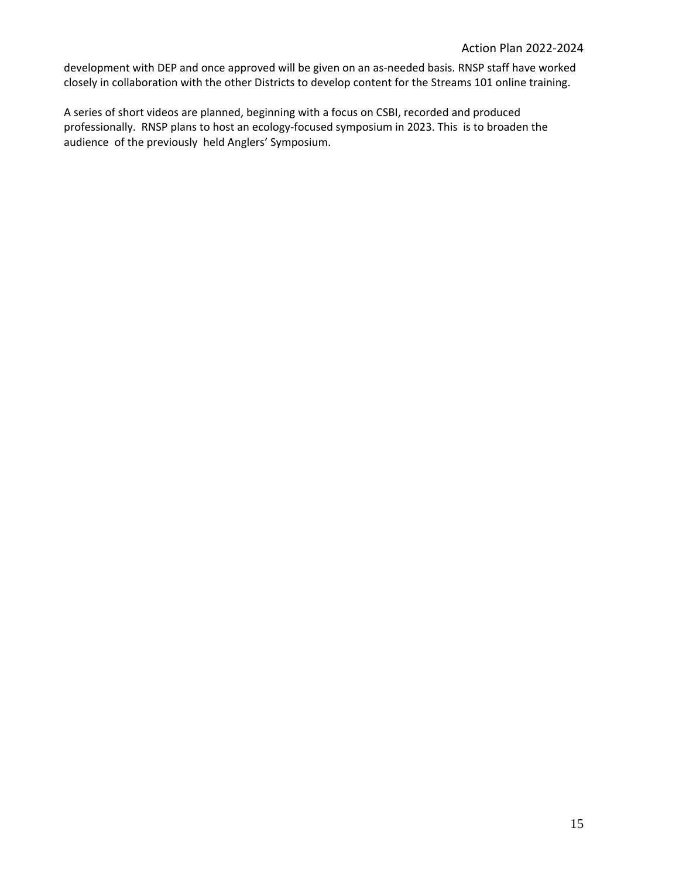development with DEP and once approved will be given on an as-needed basis. RNSP staff have worked closely in collaboration with the other Districts to develop content for the Streams 101 online training.

A series of short videos are planned, beginning with a focus on CSBI, recorded and produced professionally. RNSP plans to host an ecology-focused symposium in 2023. This is to broaden the audience of the previously held Anglers' Symposium.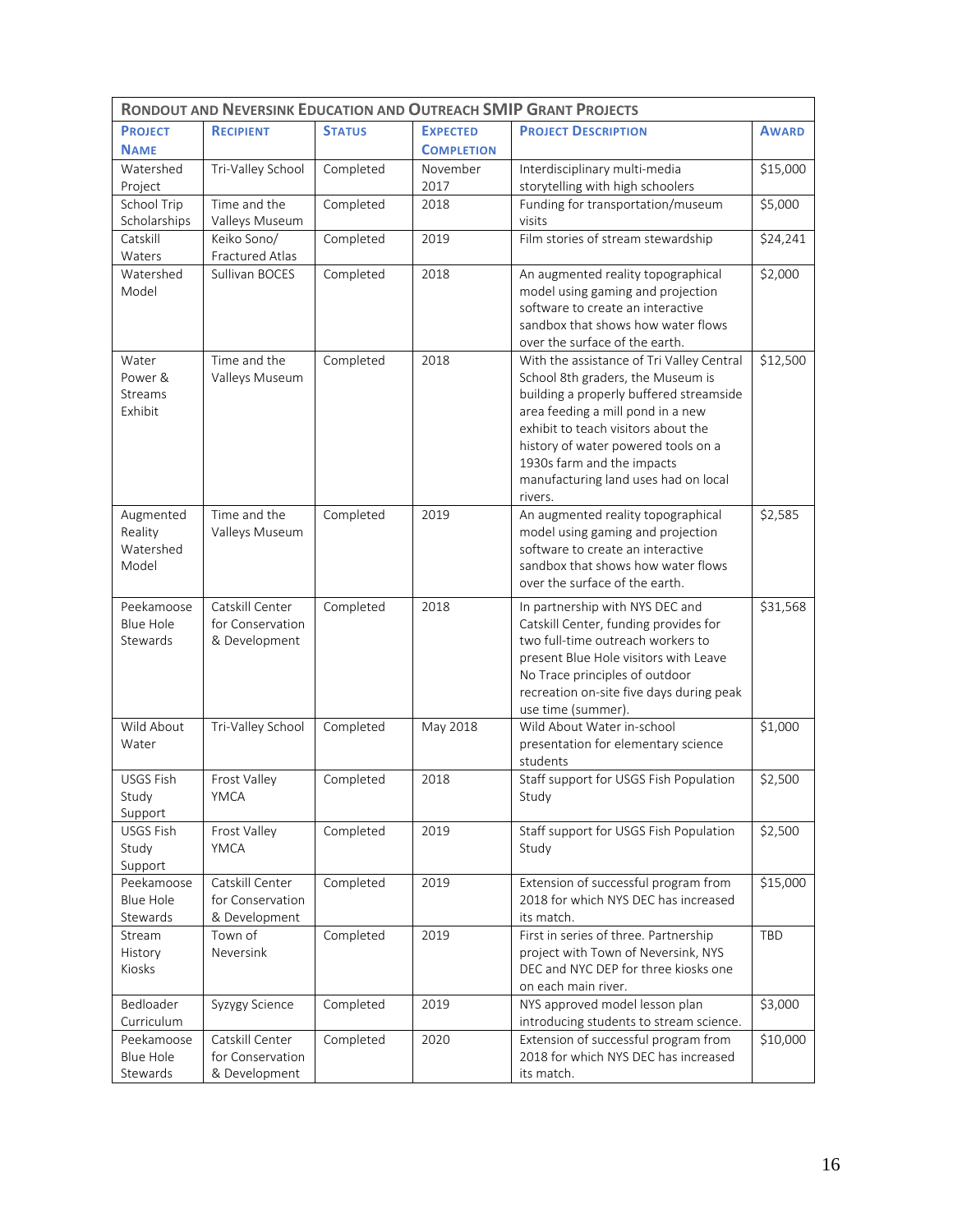| Rondout and Neversink Education and Outreach SMIP Grant Projects | | | | | |
|---|---|---|---|---|---|
| **Project Name** | **Recipient** | **Status** | **Expected Completion** | **Project Description** | **Award** |
| Watershed Project | Tri-Valley School | Completed | November 2017 | Interdisciplinary multi-media storytelling with high schoolers | $15,000 |
| School Trip Scholarships | Time and the Valleys Museum | Completed | 2018 | Funding for transportation/museum visits | $5,000 |
| Catskill Waters | Keiko Sono/ Fractured Atlas | Completed | 2019 | Film stories of stream stewardship | $24,241 |
| Watershed Model | Sullivan BOCES | Completed | 2018 | An augmented reality topographical model using gaming and projection software to create an interactive sandbox that shows how water flows over the surface of the earth. | $2,000 |
| Water Power & Streams Exhibit | Time and the Valleys Museum | Completed | 2018 | With the assistance of Tri Valley Central School 8th graders, the Museum is building a properly buffered streamside area feeding a mill pond in a new exhibit to teach visitors about the history of water powered tools on a 1930s farm and the impacts manufacturing land uses had on local rivers. | $12,500 |
| Augmented Reality Watershed Model | Time and the Valleys Museum | Completed | 2019 | An augmented reality topographical model using gaming and projection software to create an interactive sandbox that shows how water flows over the surface of the earth. | $2,585 |
| Peekamoose Blue Hole Stewards | Catskill Center for Conservation & Development | Completed | 2018 | In partnership with NYS DEC and Catskill Center, funding provides for two full-time outreach workers to present Blue Hole visitors with Leave No Trace principles of outdoor recreation on-site five days during peak use time (summer). | $31,568 |
| Wild About Water | Tri-Valley School | Completed | May 2018 | Wild About Water in-school presentation for elementary science students | $1,000 |
| USGS Fish Study Support | Frost Valley YMCA | Completed | 2018 | Staff support for USGS Fish Population Study | $2,500 |
| USGS Fish Study Support | Frost Valley YMCA | Completed | 2019 | Staff support for USGS Fish Population Study | $2,500 |
| Peekamoose Blue Hole Stewards | Catskill Center for Conservation & Development | Completed | 2019 | Extension of successful program from 2018 for which NYS DEC has increased its match. | $15,000 |
| Stream History Kiosks | Town of Neversink | Completed | 2019 | First in series of three. Partnership project with Town of Neversink, NYS DEC and NYC DEP for three kiosks one on each main river. | TBD |
| Bedloader Curriculum | Syzygy Science | Completed | 2019 | NYS approved model lesson plan introducing students to stream science. | $3,000 |
| Peekamoose Blue Hole Stewards | Catskill Center for Conservation & Development | Completed | 2020 | Extension of successful program from 2018 for which NYS DEC has increased its match. | $10,000 |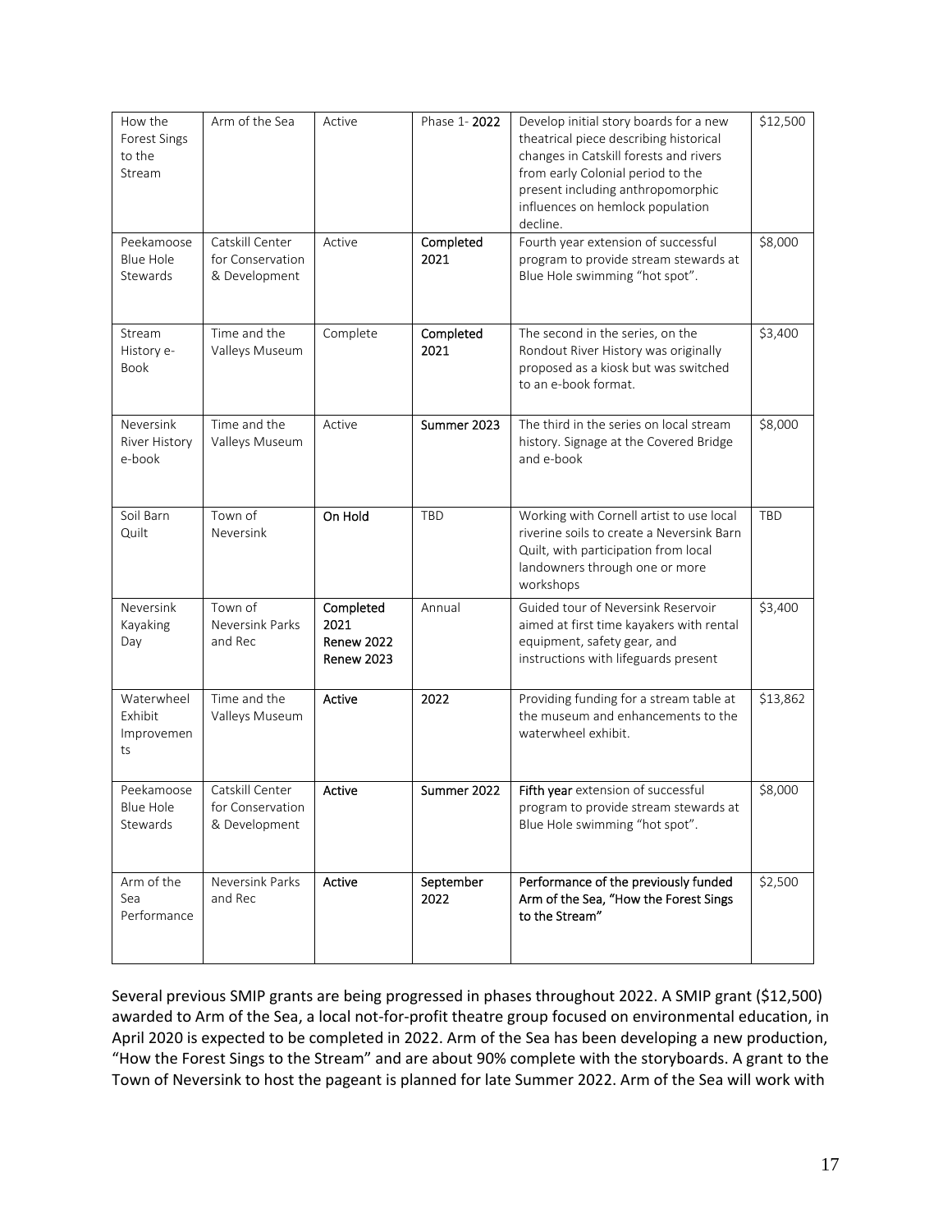| How the Forest Sings to the Stream | Arm of the Sea | Active | Phase 1- **2022** | Develop initial story boards for a new theatrical piece describing historical changes in Catskill forests and rivers from early Colonial period to the present including anthropomorphic influences on hemlock population decline. | $12,500 |
|---|---|---|---|---|---|
| Peekamoose Blue Hole Stewards | Catskill Center for Conservation & Development | Active | **Completed 2021** | Fourth year extension of successful program to provide stream stewards at Blue Hole swimming "hot spot". | $8,000 |
| Stream History e-Book | Time and the Valleys Museum | Complete | **Completed 2021** | The second in the series, on the Rondout River History was originally proposed as a kiosk but was switched to an e-book format. | $3,400 |
| Neversink River History e-book | Time and the Valleys Museum | Active | **Summer 2023** | The third in the series on local stream history. Signage at the Covered Bridge and e-book | $8,000 |
| Soil Barn Quilt | Town of Neversink | **On Hold** | TBD | Working with Cornell artist to use local riverine soils to create a Neversink Barn Quilt, with participation from local landowners through one or more workshops | TBD |
| Neversink Kayaking Day | Town of Neversink Parks and Rec | **Completed 2021 Renew 2022 Renew 2023** | Annual | Guided tour of Neversink Reservoir aimed at first time kayakers with rental equipment, safety gear, and instructions with lifeguards present | $3,400 |
| Waterwheel Exhibit Improvements | Time and the Valleys Museum | **Active** | **2022** | Providing funding for a stream table at the museum and enhancements to the waterwheel exhibit. | $13,862 |
| Peekamoose Blue Hole Stewards | Catskill Center for Conservation & Development | **Active** | **Summer 2022** | **Fifth year** extension of successful program to provide stream stewards at Blue Hole swimming "hot spot". | $8,000 |
| Arm of the Sea Performance | Neversink Parks and Rec | **Active** | **September 2022** | **Performance of the previously funded Arm of the Sea, "How the Forest Sings to the Stream"** | $2,500 |

Several previous SMIP grants are being progressed in phases throughout 2022. A SMIP grant ($12,500) awarded to Arm of the Sea, a local not-for-profit theatre group focused on environmental education, in April 2020 is expected to be completed in 2022. Arm of the Sea has been developing a new production, "How the Forest Sings to the Stream" and are about 90% complete with the storyboards. A grant to the Town of Neversink to host the pageant is planned for late Summer 2022. Arm of the Sea will work with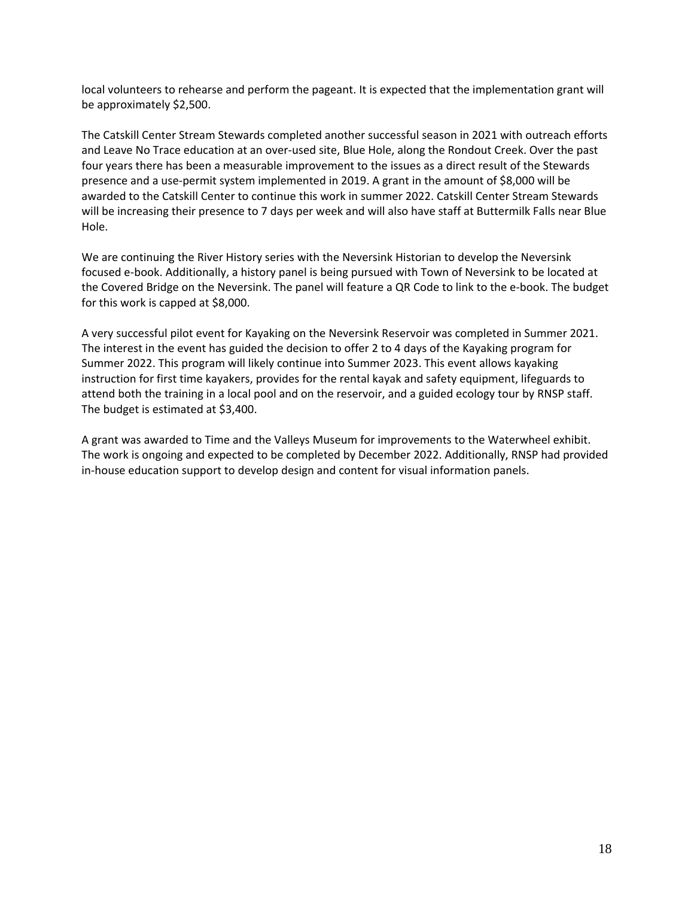local volunteers to rehearse and perform the pageant. It is expected that the implementation grant will be approximately $2,500.

The Catskill Center Stream Stewards completed another successful season in 2021 with outreach efforts and Leave No Trace education at an over-used site, Blue Hole, along the Rondout Creek. Over the past four years there has been a measurable improvement to the issues as a direct result of the Stewards presence and a use-permit system implemented in 2019. A grant in the amount of $8,000 will be awarded to the Catskill Center to continue this work in summer 2022. Catskill Center Stream Stewards will be increasing their presence to 7 days per week and will also have staff at Buttermilk Falls near Blue Hole.

We are continuing the River History series with the Neversink Historian to develop the Neversink focused e-book. Additionally, a history panel is being pursued with Town of Neversink to be located at the Covered Bridge on the Neversink. The panel will feature a QR Code to link to the e-book. The budget for this work is capped at $8,000.

A very successful pilot event for Kayaking on the Neversink Reservoir was completed in Summer 2021. The interest in the event has guided the decision to offer 2 to 4 days of the Kayaking program for Summer 2022. This program will likely continue into Summer 2023. This event allows kayaking instruction for first time kayakers, provides for the rental kayak and safety equipment, lifeguards to attend both the training in a local pool and on the reservoir, and a guided ecology tour by RNSP staff. The budget is estimated at $3,400.

A grant was awarded to Time and the Valleys Museum for improvements to the Waterwheel exhibit. The work is ongoing and expected to be completed by December 2022. Additionally, RNSP had provided in-house education support to develop design and content for visual information panels.